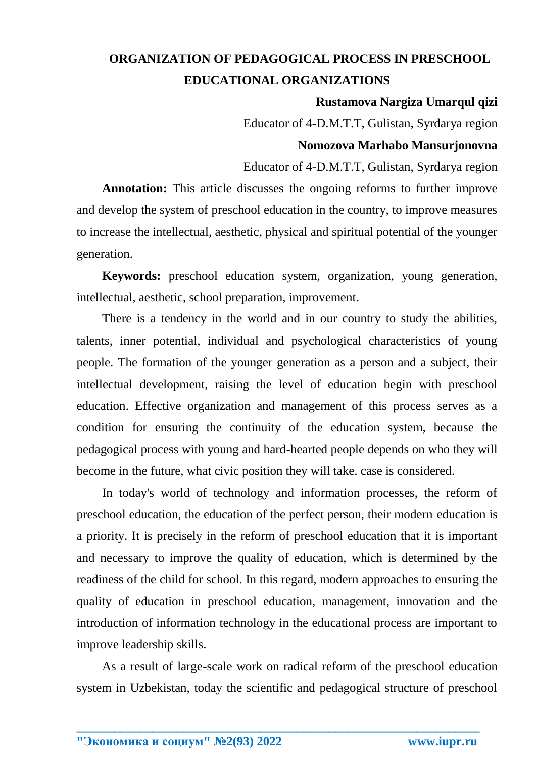# ORGANIZATION OF PEDAGOGICAL PROCESS IN PRESCHOOL EDUCATIONAL ORGANIZATIONS

**Rustamova Nargiza Umarqul qizi**

Educator of 4-D.M.T.T, Gulistan, Syrdarya region

**Nomozova Marhabo Mansurjonovna**

Educator of 4-D.M.T.T, Gulistan, Syrdarya region

**Annotation:** This article discusses the ongoing reforms to further improve and develop the system of preschool education in the country, to improve measures to increase the intellectual, aesthetic, physical and spiritual potential of the younger generation.

**Keywords:** preschool education system, organization, young generation, intellectual, aesthetic, school preparation, improvement.

There is a tendency in the world and in our country to study the abilities, talents, inner potential, individual and psychological characteristics of young people. The formation of the younger generation as a person and a subject, their intellectual development, raising the level of education begin with preschool education. Effective organization and management of this process serves as a condition for ensuring the continuity of the education system, because the pedagogical process with young and hard-hearted people depends on who they will become in the future, what civic position they will take. case is considered.

In today's world of technology and information processes, the reform of preschool education, the education of the perfect person, their modern education is a priority. It is precisely in the reform of preschool education that it is important and necessary to improve the quality of education, which is determined by the readiness of the child for school. In this regard, modern approaches to ensuring the quality of education in preschool education, management, innovation and the introduction of information technology in the educational process are important to improve leadership skills.

As a result of large-scale work on radical reform of the preschool education system in Uzbekistan, today the scientific and pedagogical structure of preschool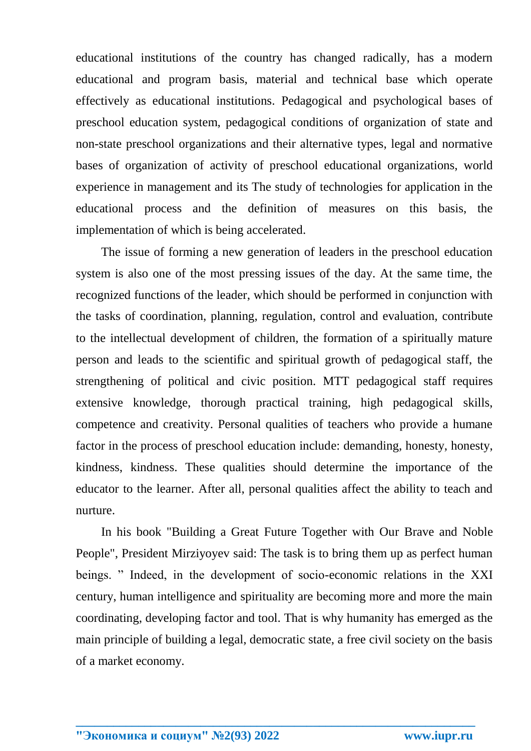educational institutions of the country has changed radically, has a modern educational and program basis, material and technical base which operate effectively as educational institutions. Pedagogical and psychological bases of preschool education system, pedagogical conditions of organization of state and non-state preschool organizations and their alternative types, legal and normative bases of organization of activity of preschool educational organizations, world experience in management and its The study of technologies for application in the educational process and the definition of measures on this basis, the implementation of which is being accelerated.

The issue of forming a new generation of leaders in the preschool education system is also one of the most pressing issues of the day. At the same time, the recognized functions of the leader, which should be performed in conjunction with the tasks of coordination, planning, regulation, control and evaluation, contribute to the intellectual development of children, the formation of a spiritually mature person and leads to the scientific and spiritual growth of pedagogical staff, the strengthening of political and civic position. MTT pedagogical staff requires extensive knowledge, thorough practical training, high pedagogical skills, competence and creativity. Personal qualities of teachers who provide a humane factor in the process of preschool education include: demanding, honesty, honesty, kindness, kindness. These qualities should determine the importance of the educator to the learner. After all, personal qualities affect the ability to teach and nurture.

In his book "Building a Great Future Together with Our Brave and Noble People", President Mirziyoyev said: The task is to bring them up as perfect human beings. " Indeed, in the development of socio-economic relations in the XXI century, human intelligence and spirituality are becoming more and more the main coordinating, developing factor and tool. That is why humanity has emerged as the main principle of building a legal, democratic state, a free civil society on the basis of a market economy.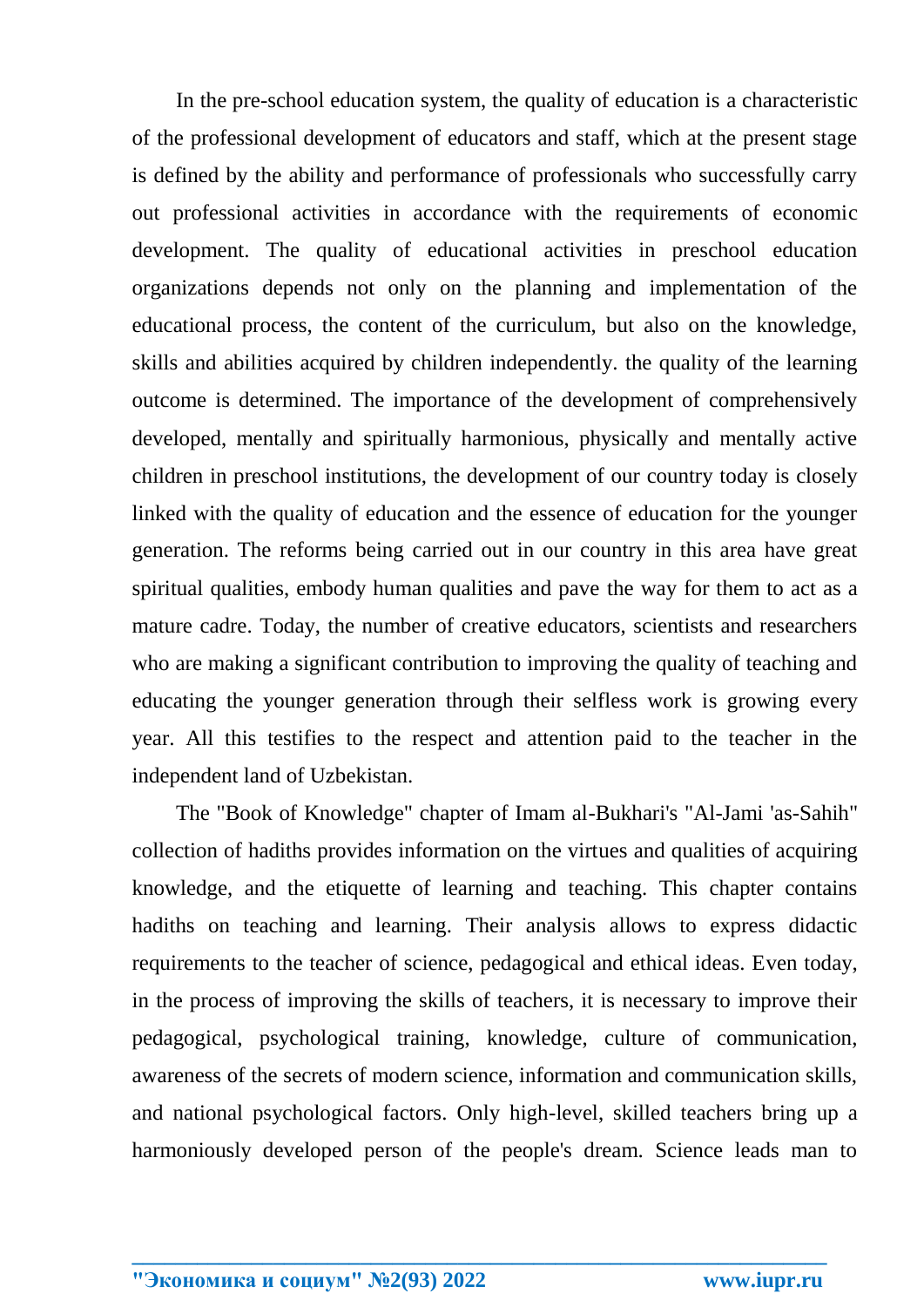In the pre-school education system, the quality of education is a characteristic of the professional development of educators and staff, which at the present stage is defined by the ability and performance of professionals who successfully carry out professional activities in accordance with the requirements of economic development. The quality of educational activities in preschool education organizations depends not only on the planning and implementation of the educational process, the content of the curriculum, but also on the knowledge, skills and abilities acquired by children independently. the quality of the learning outcome is determined. The importance of the development of comprehensively developed, mentally and spiritually harmonious, physically and mentally active children in preschool institutions, the development of our country today is closely linked with the quality of education and the essence of education for the younger generation. The reforms being carried out in our country in this area have great spiritual qualities, embody human qualities and pave the way for them to act as a mature cadre. Today, the number of creative educators, scientists and researchers who are making a significant contribution to improving the quality of teaching and educating the younger generation through their selfless work is growing every year. All this testifies to the respect and attention paid to the teacher in the independent land of Uzbekistan.

The "Book of Knowledge" chapter of Imam al-Bukhari's "Al-Jami 'as-Sahih" collection of hadiths provides information on the virtues and qualities of acquiring knowledge, and the etiquette of learning and teaching. This chapter contains hadiths on teaching and learning. Their analysis allows to express didactic requirements to the teacher of science, pedagogical and ethical ideas. Even today, in the process of improving the skills of teachers, it is necessary to improve their pedagogical, psychological training, knowledge, culture of communication, awareness of the secrets of modern science, information and communication skills, and national psychological factors. Only high-level, skilled teachers bring up a harmoniously developed person of the people's dream. Science leads man to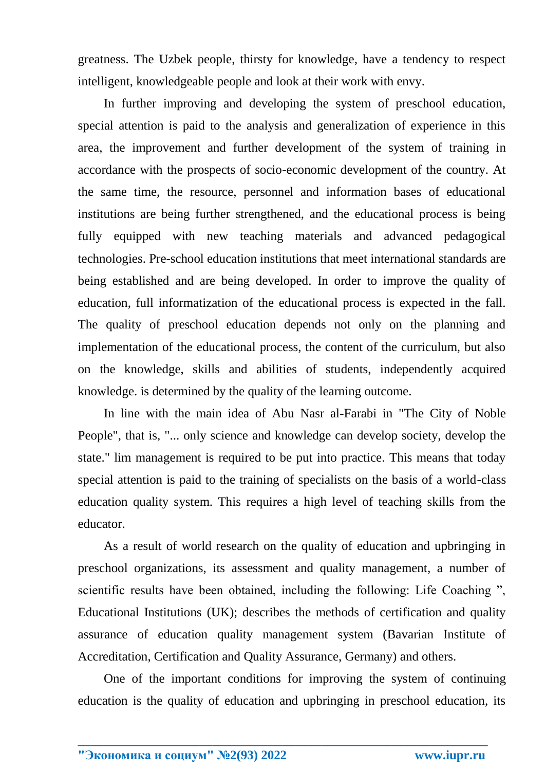greatness. The Uzbek people, thirsty for knowledge, have a tendency to respect intelligent, knowledgeable people and look at their work with envy.

In further improving and developing the system of preschool education, special attention is paid to the analysis and generalization of experience in this area, the improvement and further development of the system of training in accordance with the prospects of socio-economic development of the country. At the same time, the resource, personnel and information bases of educational institutions are being further strengthened, and the educational process is being fully equipped with new teaching materials and advanced pedagogical technologies. Pre-school education institutions that meet international standards are being established and are being developed. In order to improve the quality of education, full informatization of the educational process is expected in the fall. The quality of preschool education depends not only on the planning and implementation of the educational process, the content of the curriculum, but also on the knowledge, skills and abilities of students, independently acquired knowledge. is determined by the quality of the learning outcome.

In line with the main idea of Abu Nasr al-Farabi in "The City of Noble People", that is, "... only science and knowledge can develop society, develop the state." lim management is required to be put into practice. This means that today special attention is paid to the training of specialists on the basis of a world-class education quality system. This requires a high level of teaching skills from the educator.

As a result of world research on the quality of education and upbringing in preschool organizations, its assessment and quality management, a number of scientific results have been obtained, including the following: Life Coaching ", Educational Institutions (UK); describes the methods of certification and quality assurance of education quality management system (Bavarian Institute of Accreditation, Certification and Quality Assurance, Germany) and others.

One of the important conditions for improving the system of continuing education is the quality of education and upbringing in preschool education, its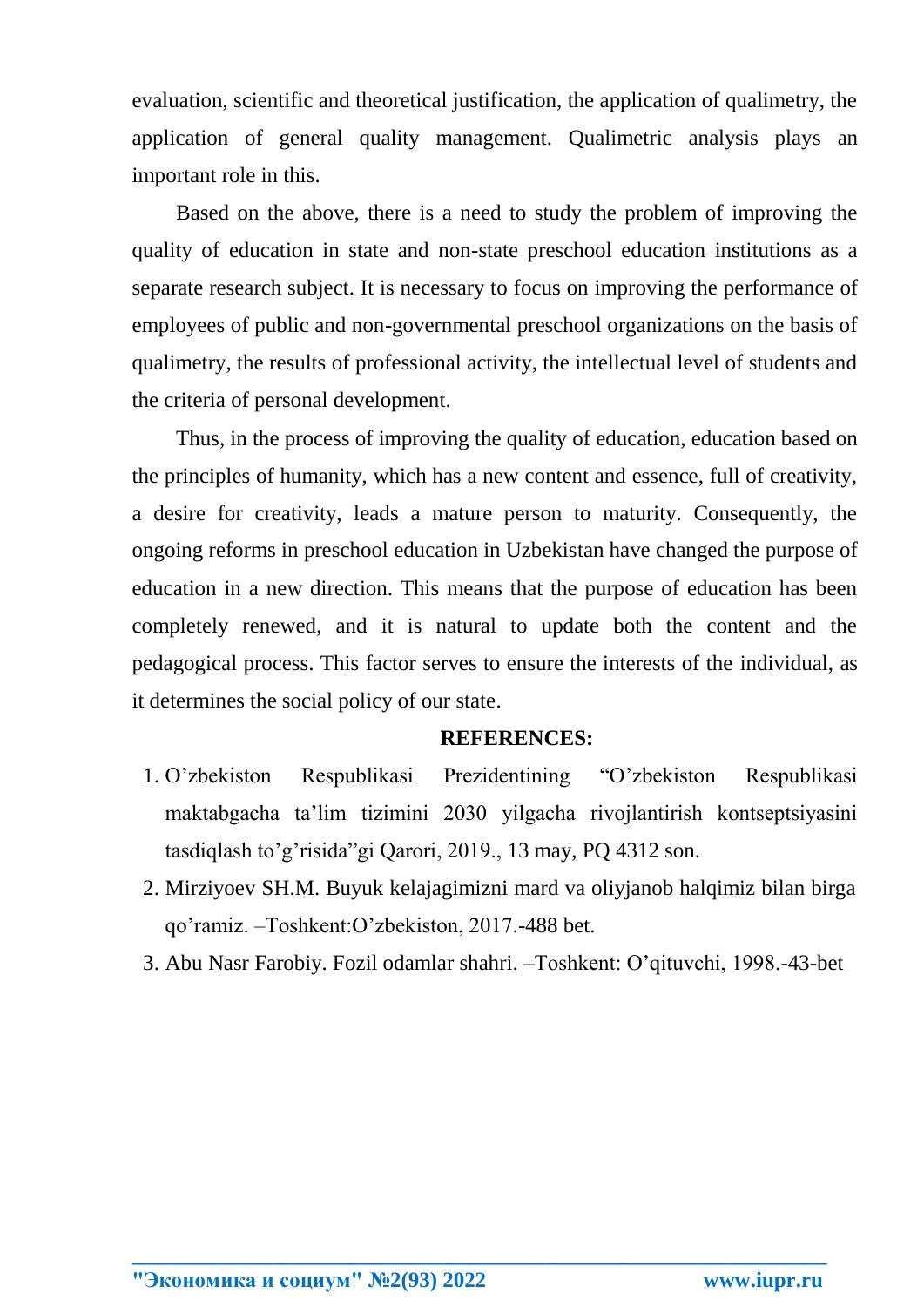evaluation, scientific and theoretical justification, the application of qualimetry, the application of general quality management. Qualimetric analysis plays an important role in this.

Based on the above, there is a need to study the problem of improving the quality of education in state and non-state preschool education institutions as a separate research subject. It is necessary to focus on improving the performance of employees of public and non-governmental preschool organizations on the basis of qualimetry, the results of professional activity, the intellectual level of students and the criteria of personal development.

Thus, in the process of improving the quality of education, education based on the principles of humanity, which has a new content and essence, full of creativity, a desire for creativity, leads a mature person to maturity. Consequently, the ongoing reforms in preschool education in Uzbekistan have changed the purpose of education in a new direction. This means that the purpose of education has been completely renewed, and it is natural to update both the content and the pedagogical process. This factor serves to ensure the interests of the individual, as it determines the social policy of our state.

**REFERENCES:**

1. O'zbekiston Respublikasi Prezidentining "O'zbekiston Respublikasi maktabgacha ta'lim tizimini 2030 yilgacha rivojlantirish kontseptsiyasini tasdiqlash to'g'risida"gi Qarori, 2019., 13 may, PQ 4312 son.
2. Mirziyoev SH.M. Buyuk kelajagimizni mard va oliyjanob halqimiz bilan birga qo'ramiz. –Toshkent:O'zbekiston, 2017.-488 bet.
3. Abu Nasr Farobiy. Fozil odamlar shahri. –Toshkent: O'qituvchi, 1998.-43-bet